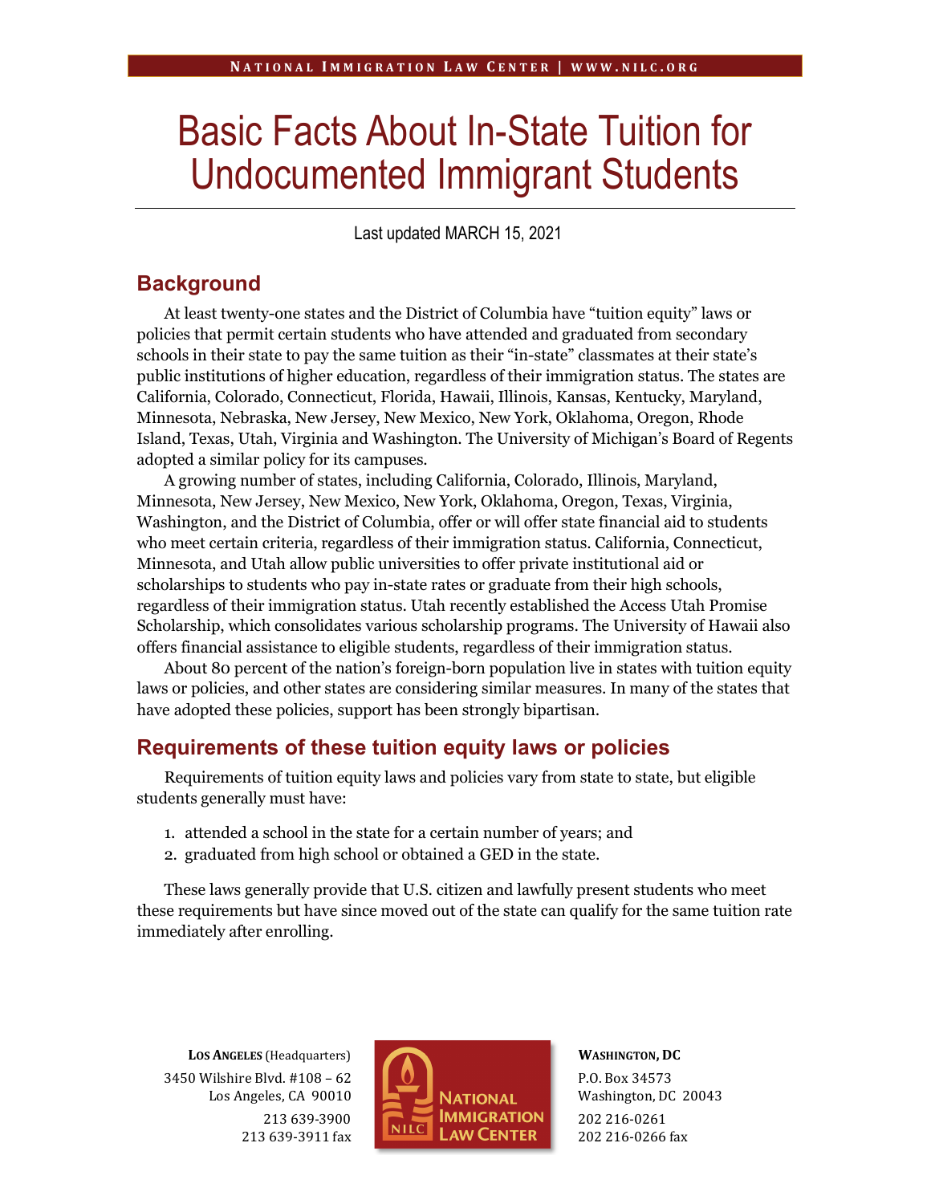# Basic Facts About In-State Tuition for Undocumented Immigrant Students

Last updated MARCH 15, 2021

## Background

At least twenty-one states and the District of Columbia have "tuition equity" laws or policies that permit certain students who have attended and graduated from secondary schools in their state to pay the same tuition as their "in-state" classmates at their state's public institutions of higher education, regardless of their immigration status. The states are California, Colorado, Connecticut, Florida, Hawaii, Illinois, Kansas, Kentucky, Maryland, Minnesota, Nebraska, New Jersey, New Mexico, New York, Oklahoma, Oregon, Rhode Island, Texas, Utah, Virginia and Washington. The University of Michigan's Board of Regents adopted a similar policy for its campuses.

A growing number of states, including California, Colorado, Illinois, Maryland, Minnesota, New Jersey, New Mexico, New York, Oklahoma, Oregon, Texas, Virginia, Washington, and the District of Columbia, offer or will offer state financial aid to students who meet certain criteria, regardless of their immigration status. California, Connecticut, Minnesota, and Utah allow public universities to offer private institutional aid or scholarships to students who pay in-state rates or graduate from their high schools, regardless of their immigration status. Utah recently established the Access Utah Promise Scholarship, which consolidates various scholarship programs. The University of Hawaii also offers financial assistance to eligible students, regardless of their immigration status.

About 80 percent of the nation's foreign-born population live in states with tuition equity laws or policies, and other states are considering similar measures. In many of the states that have adopted these policies, support has been strongly bipartisan.

## Requirements of these tuition equity laws or policies

Requirements of tuition equity laws and policies vary from state to state, but eligible students generally must have:

1. attended a school in the state for a certain number of years; and
2. graduated from high school or obtained a GED in the state.

These laws generally provide that U.S. citizen and lawfully present students who meet these requirements but have since moved out of the state can qualify for the same tuition rate immediately after enrolling.

**LOS ANGELES** (Headquarters)
3450 Wilshire Blvd. #108 – 62
Los Angeles, CA 90010
213 639-3900
213 639-3911 fax

**WASHINGTON, DC**
P.O. Box 34573
Washington, DC 20043
202 216-0261
202 216-0266 fax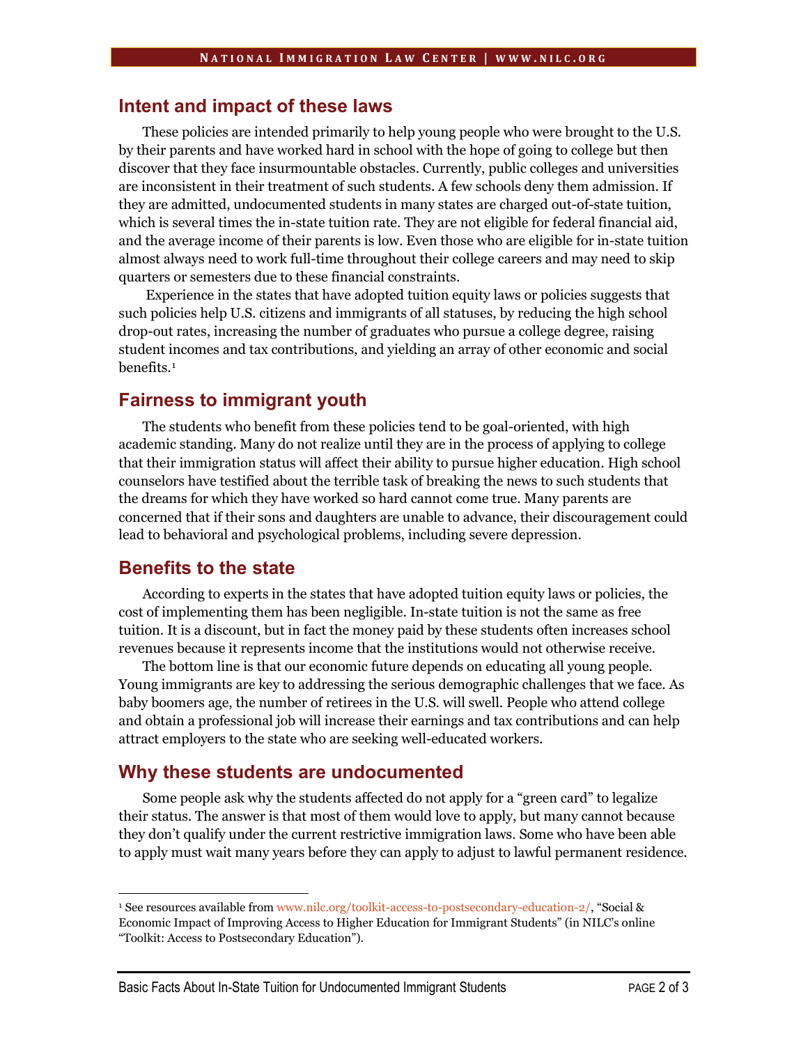## Intent and impact of these laws

These policies are intended primarily to help young people who were brought to the U.S. by their parents and have worked hard in school with the hope of going to college but then discover that they face insurmountable obstacles. Currently, public colleges and universities are inconsistent in their treatment of such students. A few schools deny them admission. If they are admitted, undocumented students in many states are charged out-of-state tuition, which is several times the in-state tuition rate. They are not eligible for federal financial aid, and the average income of their parents is low. Even those who are eligible for in-state tuition almost always need to work full-time throughout their college careers and may need to skip quarters or semesters due to these financial constraints.

Experience in the states that have adopted tuition equity laws or policies suggests that such policies help U.S. citizens and immigrants of all statuses, by reducing the high school drop-out rates, increasing the number of graduates who pursue a college degree, raising student incomes and tax contributions, and yielding an array of other economic and social benefits.[1]

## Fairness to immigrant youth

The students who benefit from these policies tend to be goal-oriented, with high academic standing. Many do not realize until they are in the process of applying to college that their immigration status will affect their ability to pursue higher education. High school counselors have testified about the terrible task of breaking the news to such students that the dreams for which they have worked so hard cannot come true. Many parents are concerned that if their sons and daughters are unable to advance, their discouragement could lead to behavioral and psychological problems, including severe depression.

## Benefits to the state

According to experts in the states that have adopted tuition equity laws or policies, the cost of implementing them has been negligible. In-state tuition is not the same as free tuition. It is a discount, but in fact the money paid by these students often increases school revenues because it represents income that the institutions would not otherwise receive.

The bottom line is that our economic future depends on educating all young people. Young immigrants are key to addressing the serious demographic challenges that we face. As baby boomers age, the number of retirees in the U.S. will swell. People who attend college and obtain a professional job will increase their earnings and tax contributions and can help attract employers to the state who are seeking well-educated workers.

## Why these students are undocumented

Some people ask why the students affected do not apply for a "green card" to legalize their status. The answer is that most of them would love to apply, but many cannot because they don't qualify under the current restrictive immigration laws. Some who have been able to apply must wait many years before they can apply to adjust to lawful permanent residence.

---

[1] See resources available from www.nilc.org/toolkit-access-to-postsecondary-education-2/, "Social & Economic Impact of Improving Access to Higher Education for Immigrant Students" (in NILC's online "Toolkit: Access to Postsecondary Education").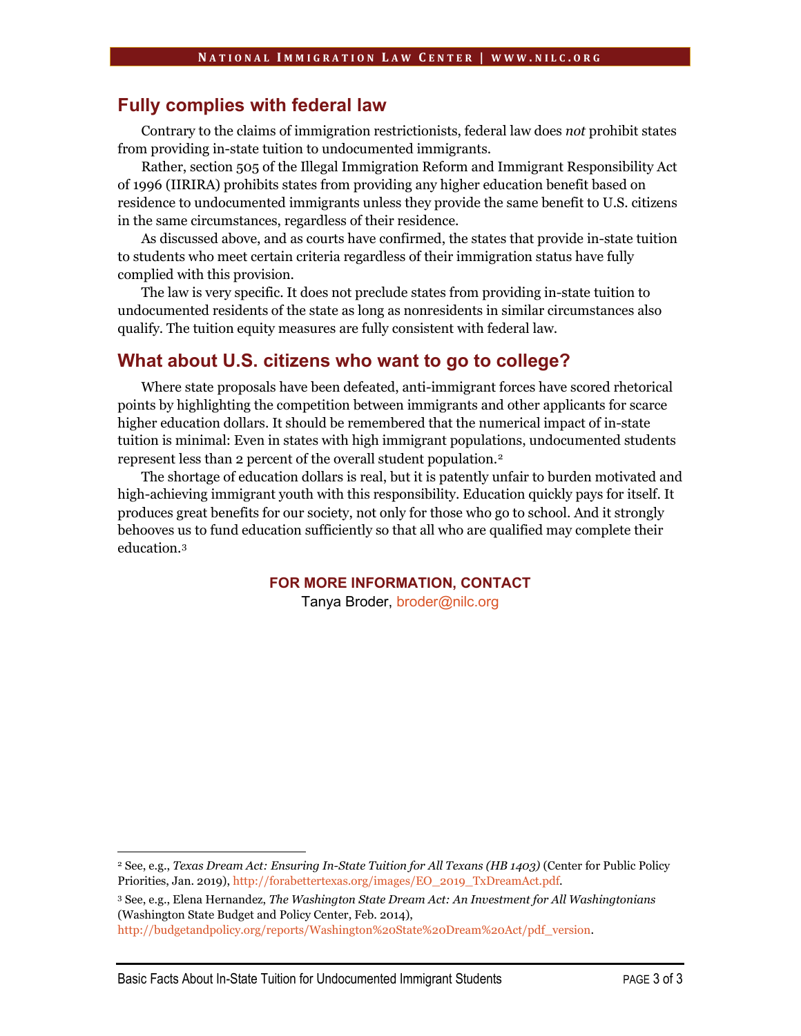## Fully complies with federal law

Contrary to the claims of immigration restrictionists, federal law does *not* prohibit states from providing in-state tuition to undocumented immigrants.

Rather, section 505 of the Illegal Immigration Reform and Immigrant Responsibility Act of 1996 (IIRIRA) prohibits states from providing any higher education benefit based on residence to undocumented immigrants unless they provide the same benefit to U.S. citizens in the same circumstances, regardless of their residence.

As discussed above, and as courts have confirmed, the states that provide in-state tuition to students who meet certain criteria regardless of their immigration status have fully complied with this provision.

The law is very specific. It does not preclude states from providing in-state tuition to undocumented residents of the state as long as nonresidents in similar circumstances also qualify. The tuition equity measures are fully consistent with federal law.

## What about U.S. citizens who want to go to college?

Where state proposals have been defeated, anti-immigrant forces have scored rhetorical points by highlighting the competition between immigrants and other applicants for scarce higher education dollars. It should be remembered that the numerical impact of in-state tuition is minimal: Even in states with high immigrant populations, undocumented students represent less than 2 percent of the overall student population.[2]

The shortage of education dollars is real, but it is patently unfair to burden motivated and high-achieving immigrant youth with this responsibility. Education quickly pays for itself. It produces great benefits for our society, not only for those who go to school. And it strongly behooves us to fund education sufficiently so that all who are qualified may complete their education.[3]

**FOR MORE INFORMATION, CONTACT**
Tanya Broder, broder@nilc.org

---

[2] See, e.g., *Texas Dream Act: Ensuring In-State Tuition for All Texans (HB 1403)* (Center for Public Policy Priorities, Jan. 2019), http://forabettertexas.org/images/EO_2019_TxDreamAct.pdf.

[3] See, e.g., Elena Hernandez, *The Washington State Dream Act: An Investment for All Washingtonians* (Washington State Budget and Policy Center, Feb. 2014), http://budgetandpolicy.org/reports/Washington%20State%20Dream%20Act/pdf_version.